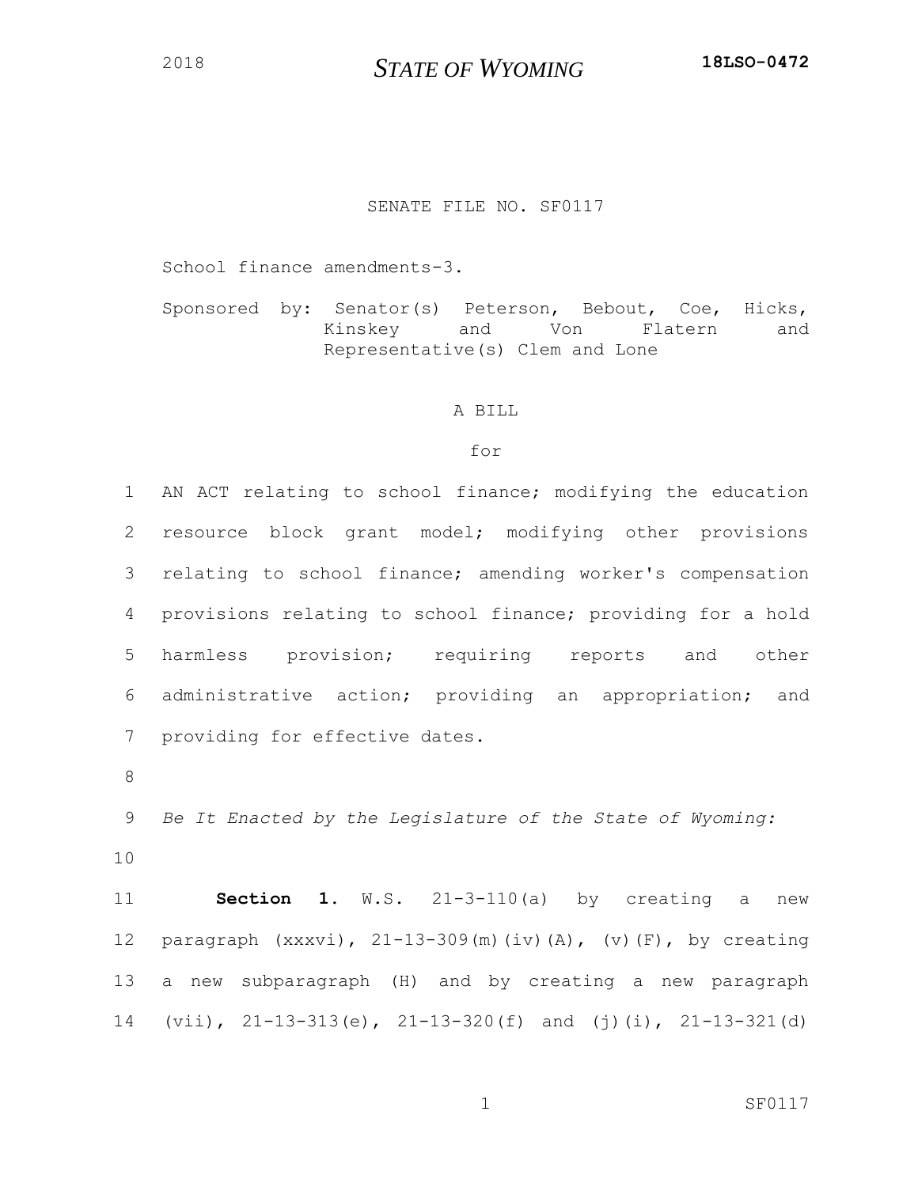2018 **STATE OF WYOMING** **18LSO-0472**

SENATE FILE NO. SF0117

School finance amendments-3.

Sponsored by: Senator(s) Peterson, Bebout, Coe, Hicks, Kinskey and Von Flatern and Representative(s) Clem and Lone

A BILL

for

1 AN ACT relating to school finance; modifying the education
2 resource block grant model; modifying other provisions
3 relating to school finance; amending worker's compensation
4 provisions relating to school finance; providing for a hold
5 harmless provision; requiring reports and other
6 administrative action; providing an appropriation; and
7 providing for effective dates.
8
9 *Be It Enacted by the Legislature of the State of Wyoming:*
10
11 **Section 1.** W.S. 21-3-110(a) by creating a new
12 paragraph (xxxvi), 21-13-309(m)(iv)(A), (v)(F), by creating
13 a new subparagraph (H) and by creating a new paragraph
14 (vii), 21-13-313(e), 21-13-320(f) and (j)(i), 21-13-321(d)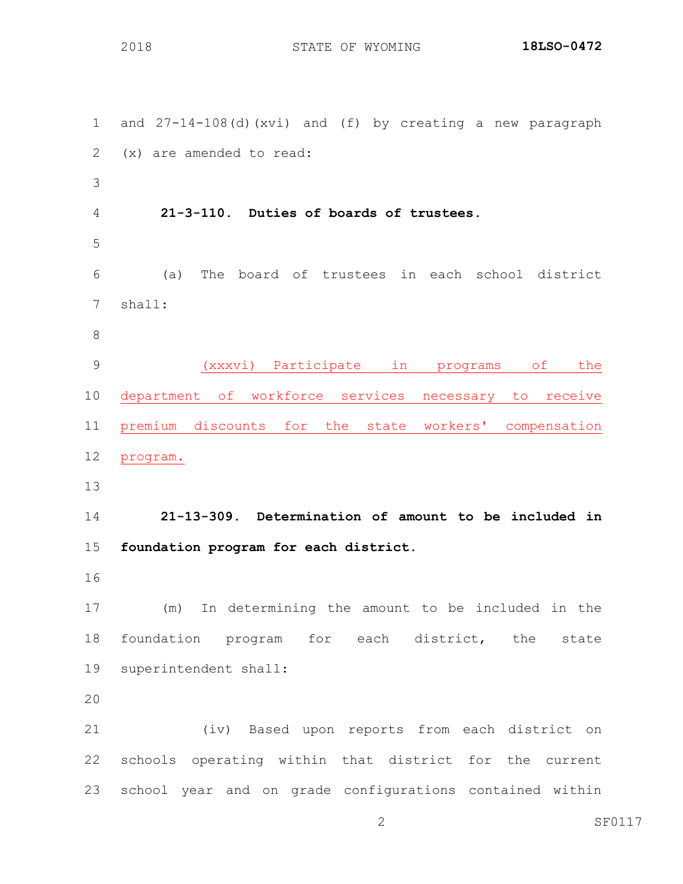and 27-14-108(d)(xvi) and (f) by creating a new paragraph (x) are amended to read:

**21-3-110. Duties of boards of trustees.**

(a) The board of trustees in each school district shall:

<u>(xxxvi) Participate in programs of the department of workforce services necessary to receive premium discounts for the state workers' compensation program.</u>

**21-13-309. Determination of amount to be included in foundation program for each district.**

(m) In determining the amount to be included in the foundation program for each district, the state superintendent shall:

(iv) Based upon reports from each district on schools operating within that district for the current school year and on grade configurations contained within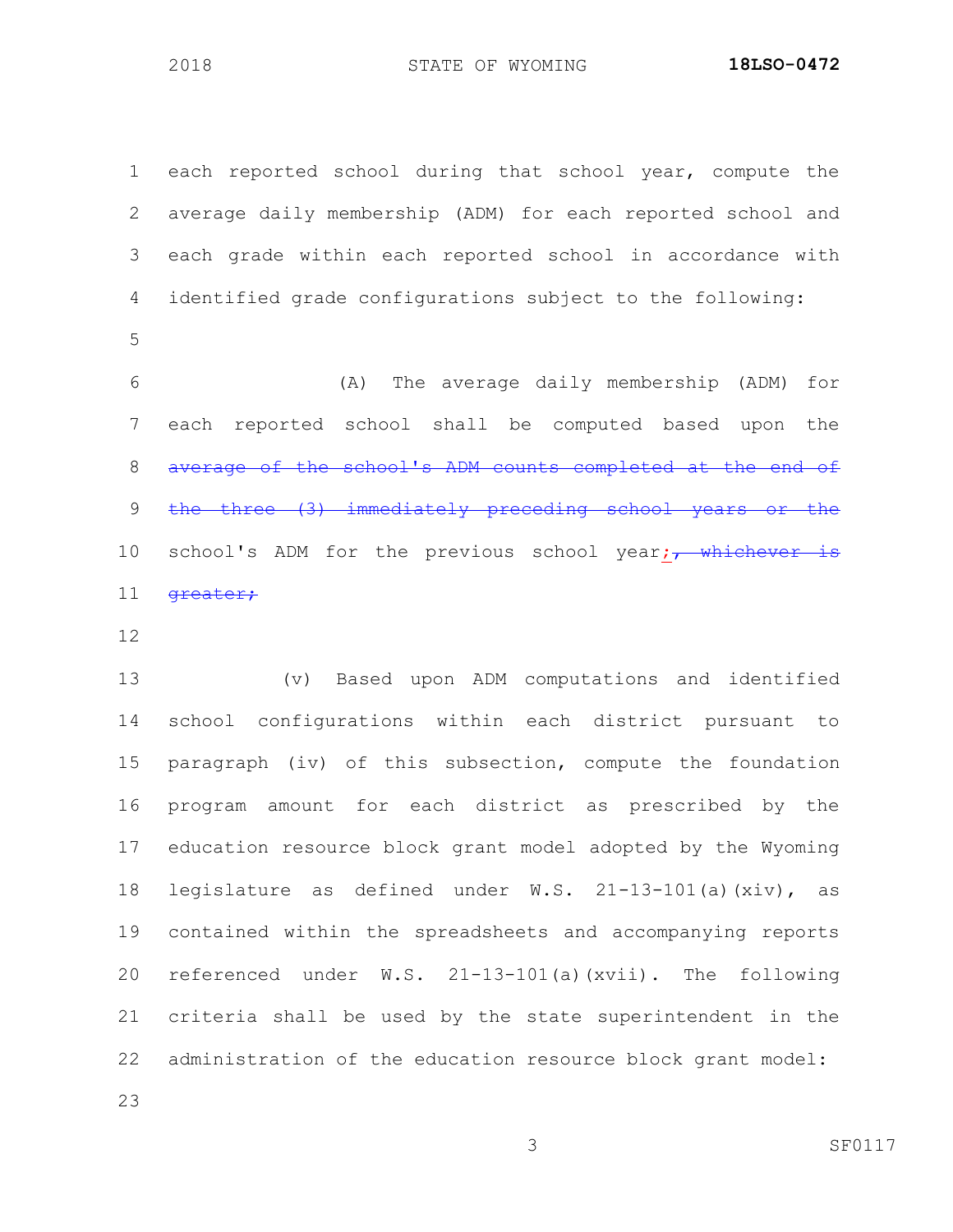each reported school during that school year, compute the average daily membership (ADM) for each reported school and each grade within each reported school in accordance with identified grade configurations subject to the following:

(A) The average daily membership (ADM) for each reported school shall be computed based upon the ~~average of the school's ADM counts completed at the end of the three (3) immediately preceding school years or the~~ school's ADM for the previous school year; ~~, whichever is greater;~~

(v) Based upon ADM computations and identified school configurations within each district pursuant to paragraph (iv) of this subsection, compute the foundation program amount for each district as prescribed by the education resource block grant model adopted by the Wyoming legislature as defined under W.S. 21-13-101(a)(xiv), as contained within the spreadsheets and accompanying reports referenced under W.S. 21-13-101(a)(xvii). The following criteria shall be used by the state superintendent in the administration of the education resource block grant model: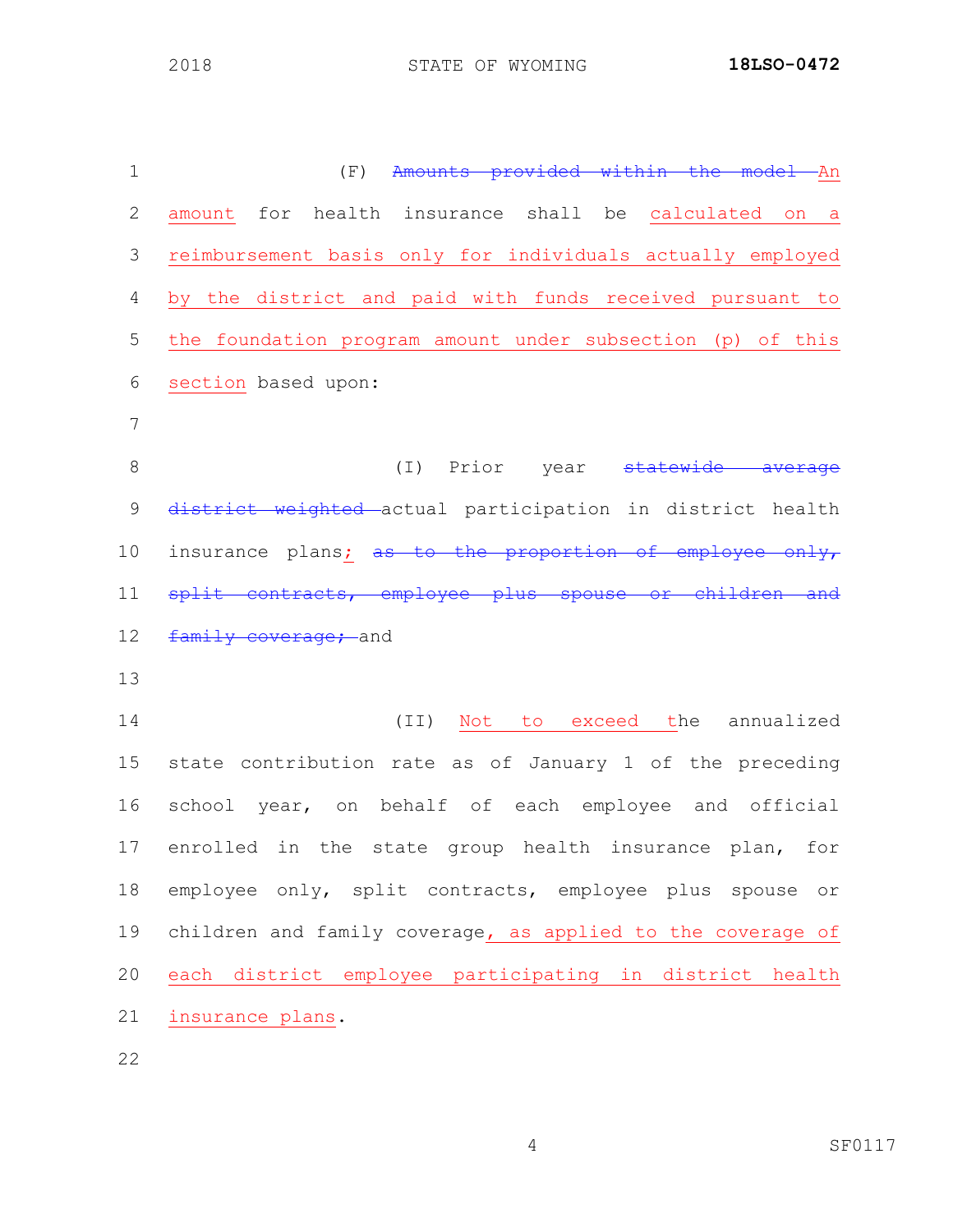(F) ~~Amounts provided within the model~~ An amount for health insurance shall be calculated on a reimbursement basis only for individuals actually employed by the district and paid with funds received pursuant to the foundation program amount under subsection (p) of this section based upon:

(I) Prior year ~~statewide average district weighted~~ actual participation in district health insurance plans; ~~as to the proportion of employee only, split contracts, employee plus spouse or children and family coverage;~~ and

(II) Not to exceed the annualized state contribution rate as of January 1 of the preceding school year, on behalf of each employee and official enrolled in the state group health insurance plan, for employee only, split contracts, employee plus spouse or children and family coverage, as applied to the coverage of each district employee participating in district health insurance plans.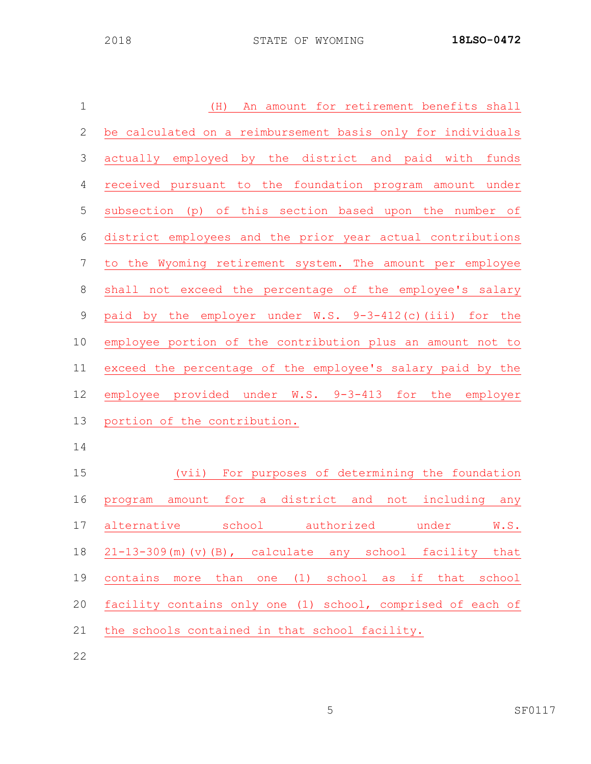(H) An amount for retirement benefits shall be calculated on a reimbursement basis only for individuals actually employed by the district and paid with funds received pursuant to the foundation program amount under subsection (p) of this section based upon the number of district employees and the prior year actual contributions to the Wyoming retirement system. The amount per employee shall not exceed the percentage of the employee's salary paid by the employer under W.S. 9-3-412(c)(iii) for the employee portion of the contribution plus an amount not to exceed the percentage of the employee's salary paid by the employee provided under W.S. 9-3-413 for the employer portion of the contribution.

(vii) For purposes of determining the foundation program amount for a district and not including any alternative school authorized under W.S. 21-13-309(m)(v)(B), calculate any school facility that contains more than one (1) school as if that school facility contains only one (1) school, comprised of each of the schools contained in that school facility.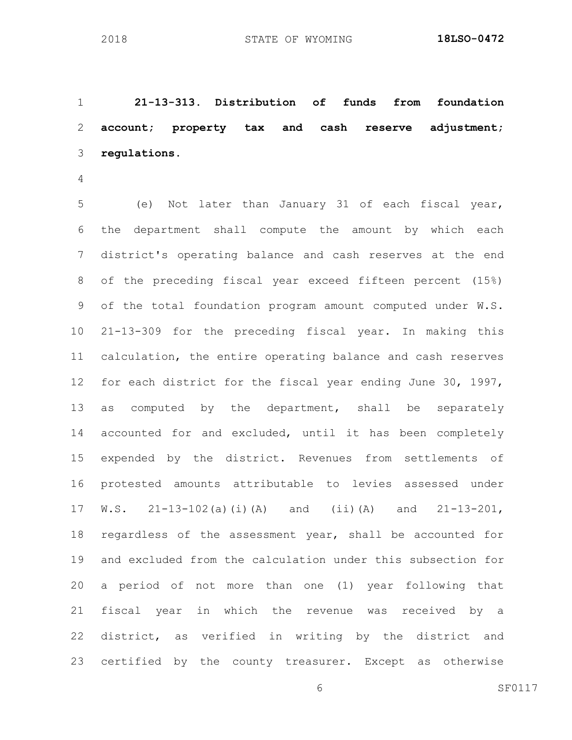**21-13-313. Distribution of funds from foundation account; property tax and cash reserve adjustment; regulations.**

(e) Not later than January 31 of each fiscal year, the department shall compute the amount by which each district's operating balance and cash reserves at the end of the preceding fiscal year exceed fifteen percent (15%) of the total foundation program amount computed under W.S. 21-13-309 for the preceding fiscal year. In making this calculation, the entire operating balance and cash reserves for each district for the fiscal year ending June 30, 1997, as computed by the department, shall be separately accounted for and excluded, until it has been completely expended by the district. Revenues from settlements of protested amounts attributable to levies assessed under W.S. 21-13-102(a)(i)(A) and (ii)(A) and 21-13-201, regardless of the assessment year, shall be accounted for and excluded from the calculation under this subsection for a period of not more than one (1) year following that fiscal year in which the revenue was received by a district, as verified in writing by the district and certified by the county treasurer. Except as otherwise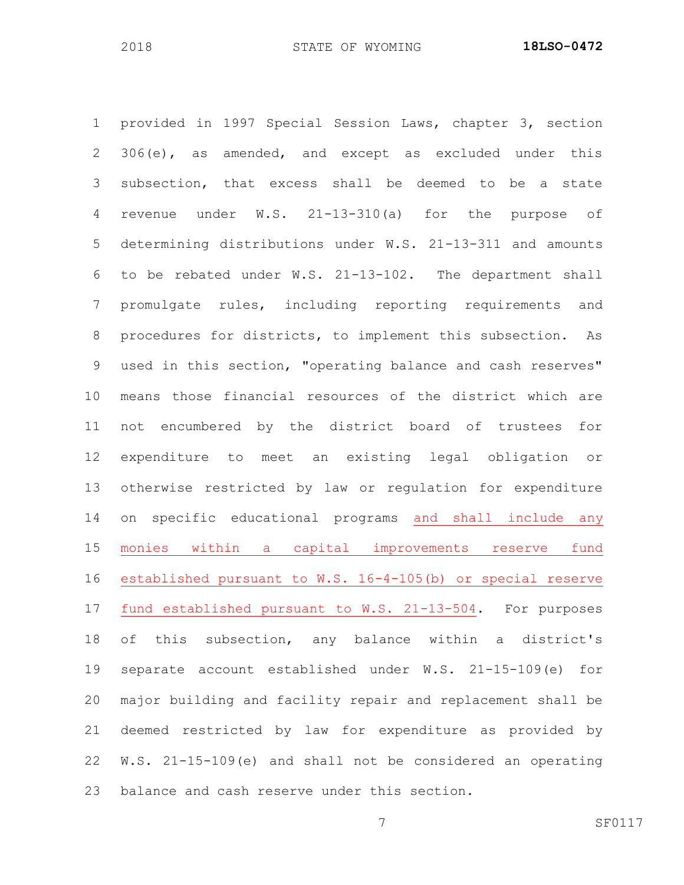provided in 1997 Special Session Laws, chapter 3, section 306(e), as amended, and except as excluded under this subsection, that excess shall be deemed to be a state revenue under W.S. 21-13-310(a) for the purpose of determining distributions under W.S. 21-13-311 and amounts to be rebated under W.S. 21-13-102. The department shall promulgate rules, including reporting requirements and procedures for districts, to implement this subsection. As used in this section, "operating balance and cash reserves" means those financial resources of the district which are not encumbered by the district board of trustees for expenditure to meet an existing legal obligation or otherwise restricted by law or regulation for expenditure on specific educational programs <u>and shall include any monies within a capital improvements reserve fund established pursuant to W.S. 16-4-105(b) or special reserve fund established pursuant to W.S. 21-13-504</u>. For purposes of this subsection, any balance within a district's separate account established under W.S. 21-15-109(e) for major building and facility repair and replacement shall be deemed restricted by law for expenditure as provided by W.S. 21-15-109(e) and shall not be considered an operating balance and cash reserve under this section.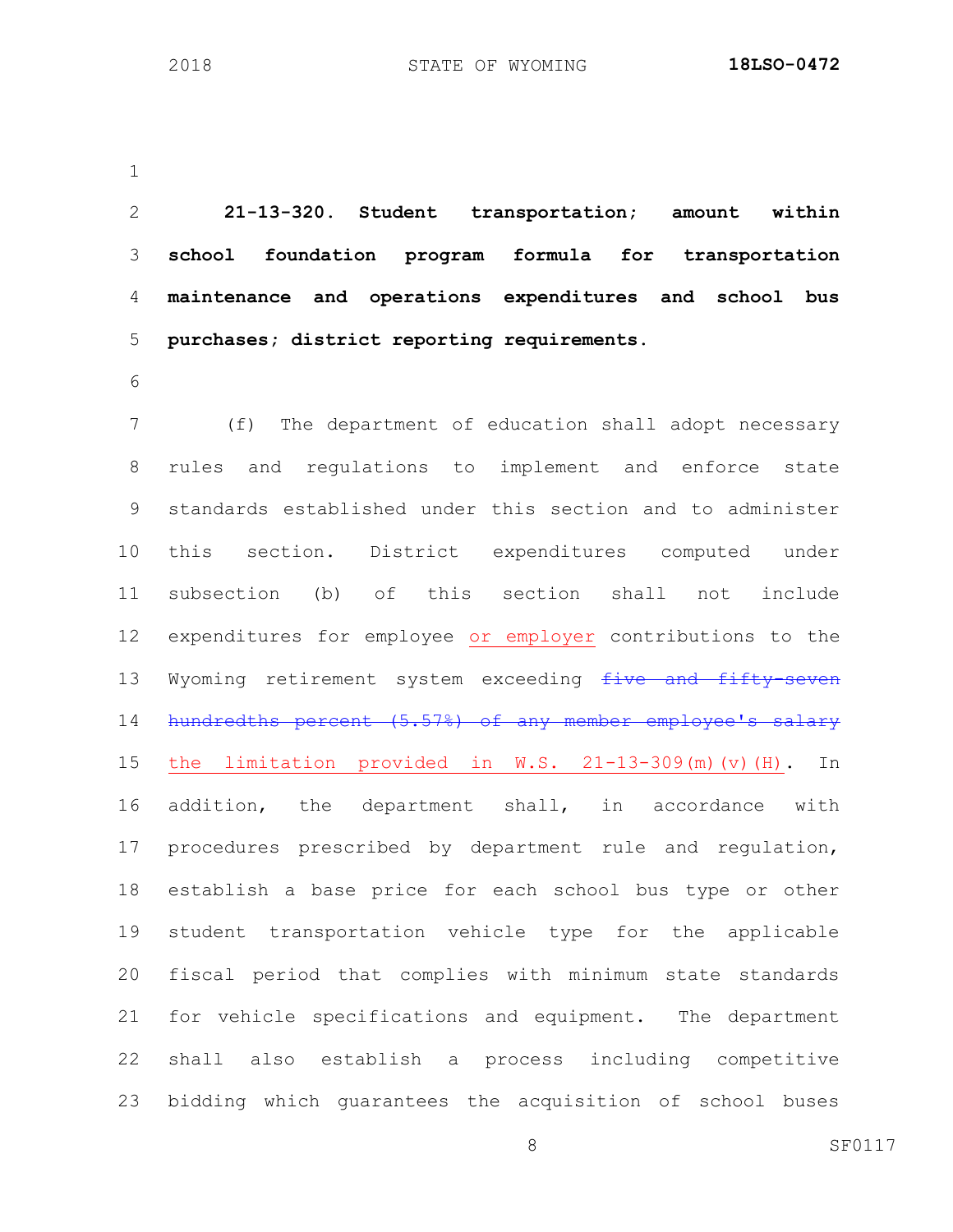**21-13-320. Student transportation; amount within school foundation program formula for transportation maintenance and operations expenditures and school bus purchases; district reporting requirements.**

(f) The department of education shall adopt necessary rules and regulations to implement and enforce state standards established under this section and to administer this section. District expenditures computed under subsection (b) of this section shall not include expenditures for employee <u>or employer</u> contributions to the Wyoming retirement system exceeding ~~five and fifty-seven hundredths percent (5.57%) of any member employee's salary~~ <u>the limitation provided in W.S. 21-13-309(m)(v)(H)</u>. In addition, the department shall, in accordance with procedures prescribed by department rule and regulation, establish a base price for each school bus type or other student transportation vehicle type for the applicable fiscal period that complies with minimum state standards for vehicle specifications and equipment. The department shall also establish a process including competitive bidding which guarantees the acquisition of school buses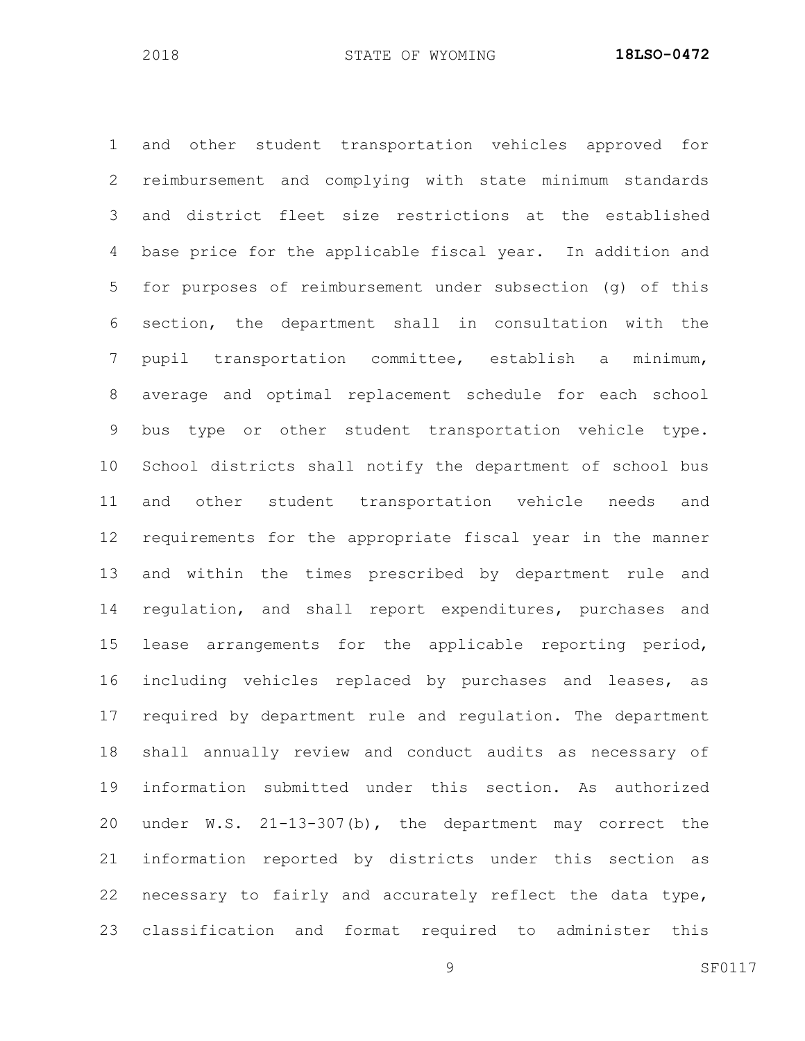and other student transportation vehicles approved for reimbursement and complying with state minimum standards and district fleet size restrictions at the established base price for the applicable fiscal year. In addition and for purposes of reimbursement under subsection (g) of this section, the department shall in consultation with the pupil transportation committee, establish a minimum, average and optimal replacement schedule for each school bus type or other student transportation vehicle type. School districts shall notify the department of school bus and other student transportation vehicle needs and requirements for the appropriate fiscal year in the manner and within the times prescribed by department rule and regulation, and shall report expenditures, purchases and lease arrangements for the applicable reporting period, including vehicles replaced by purchases and leases, as required by department rule and regulation. The department shall annually review and conduct audits as necessary of information submitted under this section. As authorized under W.S. 21-13-307(b), the department may correct the information reported by districts under this section as necessary to fairly and accurately reflect the data type, classification and format required to administer this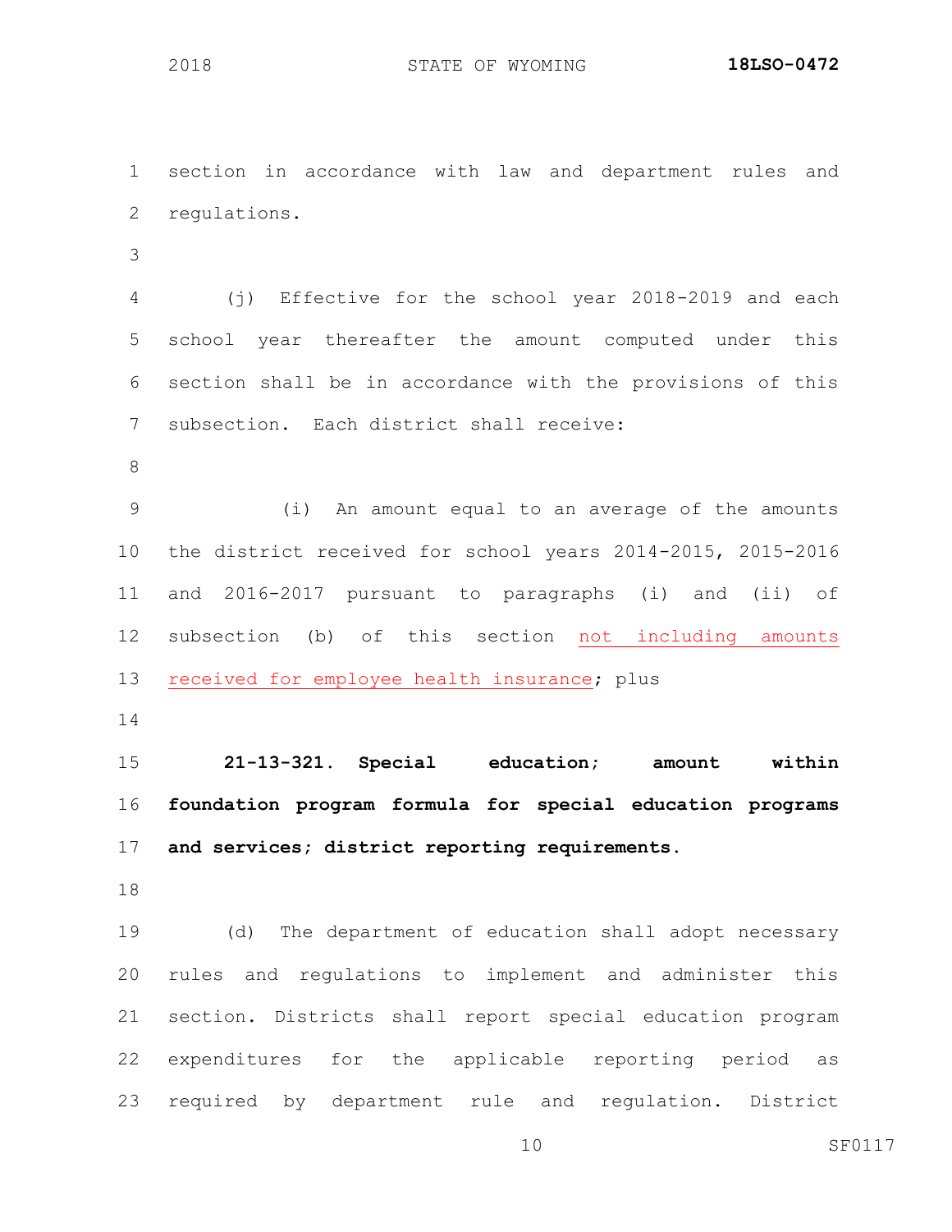section in accordance with law and department rules and regulations.

(j) Effective for the school year 2018-2019 and each school year thereafter the amount computed under this section shall be in accordance with the provisions of this subsection. Each district shall receive:

(i) An amount equal to an average of the amounts the district received for school years 2014-2015, 2015-2016 and 2016-2017 pursuant to paragraphs (i) and (ii) of subsection (b) of this section <u>not including amounts received for employee health insurance</u>; plus

**21-13-321. Special education; amount within foundation program formula for special education programs and services; district reporting requirements.**

(d) The department of education shall adopt necessary rules and regulations to implement and administer this section. Districts shall report special education program expenditures for the applicable reporting period as required by department rule and regulation. District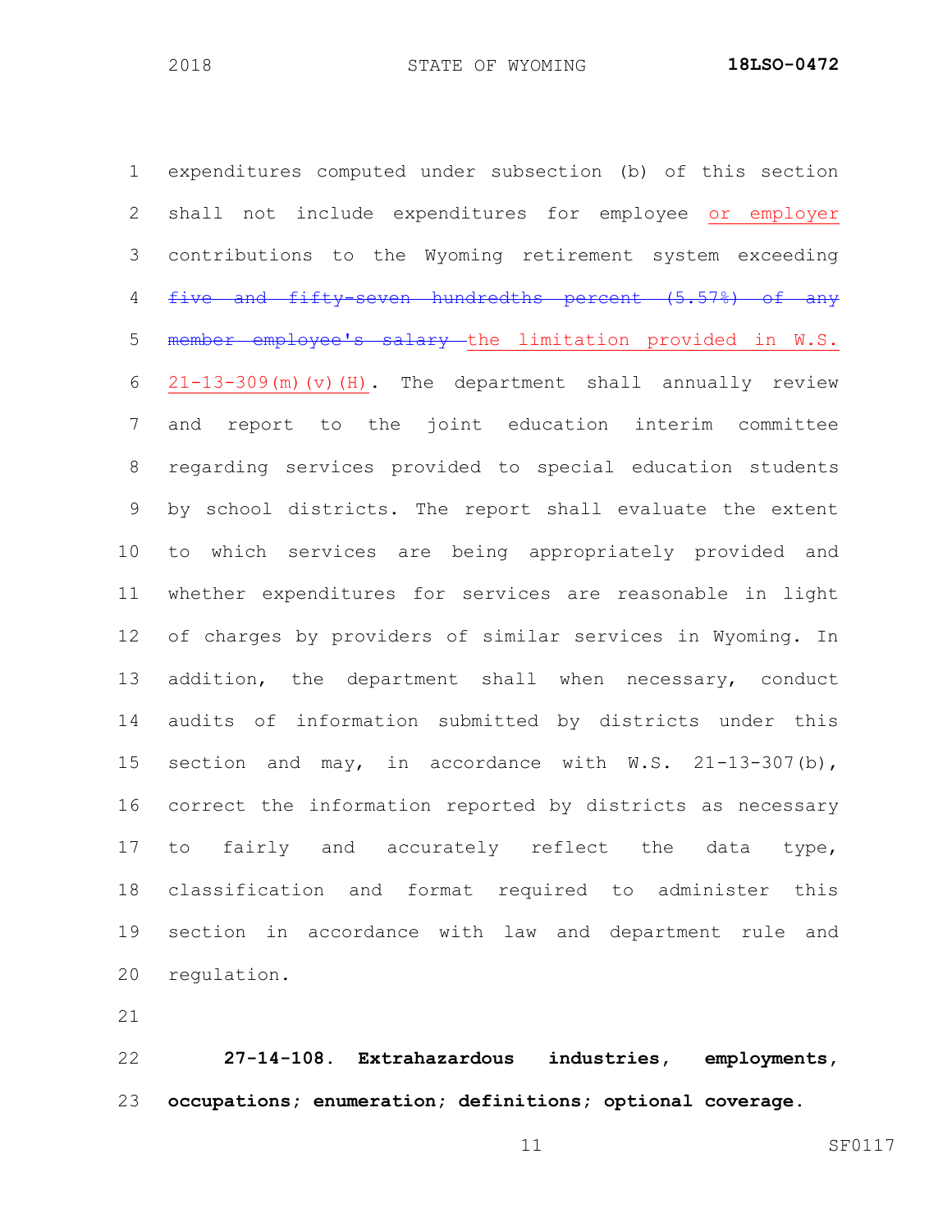expenditures computed under subsection (b) of this section shall not include expenditures for employee <u>or employer</u> contributions to the Wyoming retirement system exceeding ~~five and fifty-seven hundredths percent (5.57%) of any member employee's salary~~ <u>the limitation provided in W.S. 21-13-309(m)(v)(H)</u>. The department shall annually review and report to the joint education interim committee regarding services provided to special education students by school districts. The report shall evaluate the extent to which services are being appropriately provided and whether expenditures for services are reasonable in light of charges by providers of similar services in Wyoming. In addition, the department shall when necessary, conduct audits of information submitted by districts under this section and may, in accordance with W.S. 21-13-307(b), correct the information reported by districts as necessary to fairly and accurately reflect the data type, classification and format required to administer this section in accordance with law and department rule and regulation.

**27-14-108. Extrahazardous industries, employments, occupations; enumeration; definitions; optional coverage.**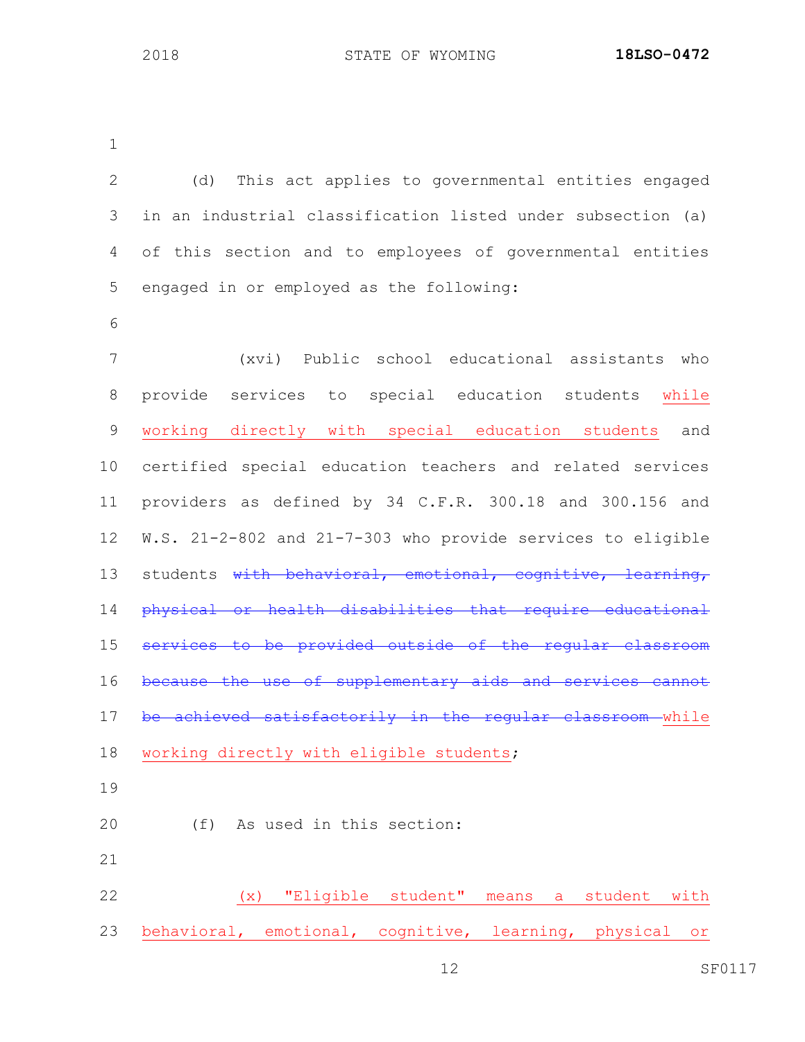(d) This act applies to governmental entities engaged in an industrial classification listed under subsection (a) of this section and to employees of governmental entities engaged in or employed as the following:

(xvi) Public school educational assistants who provide services to special education students <u>while working directly with special education students</u> and certified special education teachers and related services providers as defined by 34 C.F.R. 300.18 and 300.156 and W.S. 21-2-802 and 21-7-303 who provide services to eligible students ~~with behavioral, emotional, cognitive, learning, physical or health disabilities that require educational services to be provided outside of the regular classroom because the use of supplementary aids and services cannot be achieved satisfactorily in the regular classroom~~ <u>while working directly with eligible students</u>;

(f) As used in this section:

<u>(x) "Eligible student" means a student with behavioral, emotional, cognitive, learning, physical or</u>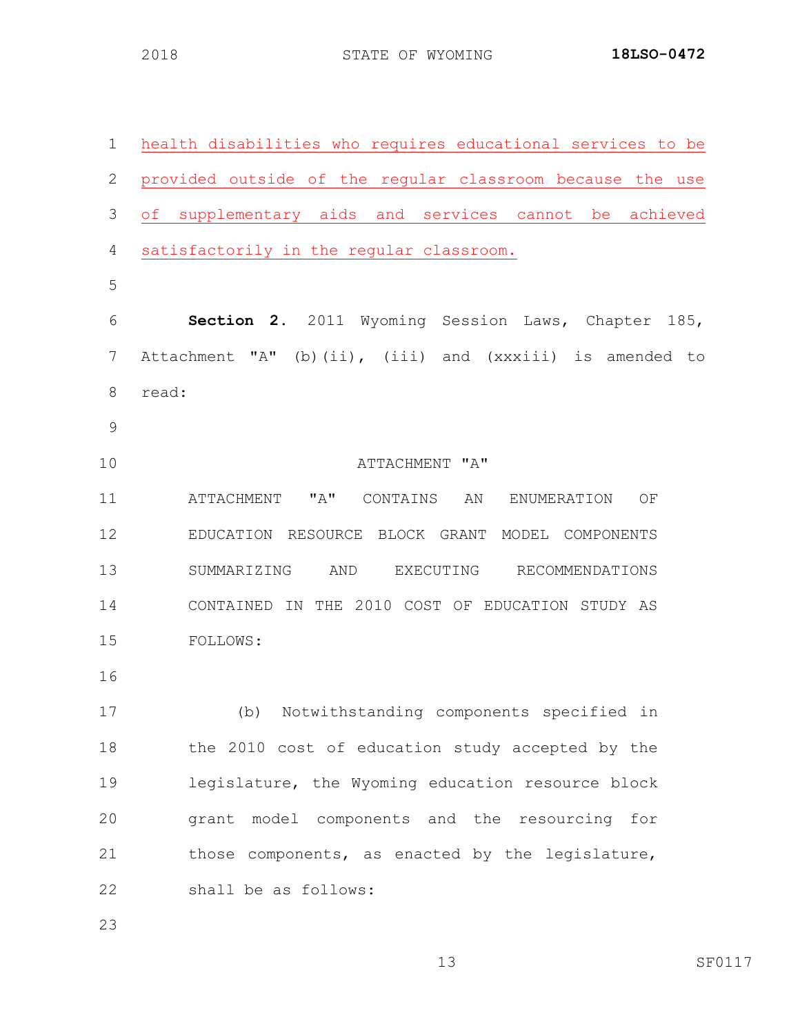health disabilities who requires educational services to be provided outside of the regular classroom because the use of supplementary aids and services cannot be achieved satisfactorily in the regular classroom.

**Section 2.** 2011 Wyoming Session Laws, Chapter 185, Attachment "A" (b)(ii), (iii) and (xxxiii) is amended to read:

ATTACHMENT "A"

ATTACHMENT "A" CONTAINS AN ENUMERATION OF EDUCATION RESOURCE BLOCK GRANT MODEL COMPONENTS SUMMARIZING AND EXECUTING RECOMMENDATIONS CONTAINED IN THE 2010 COST OF EDUCATION STUDY AS FOLLOWS:

(b) Notwithstanding components specified in the 2010 cost of education study accepted by the legislature, the Wyoming education resource block grant model components and the resourcing for those components, as enacted by the legislature, shall be as follows: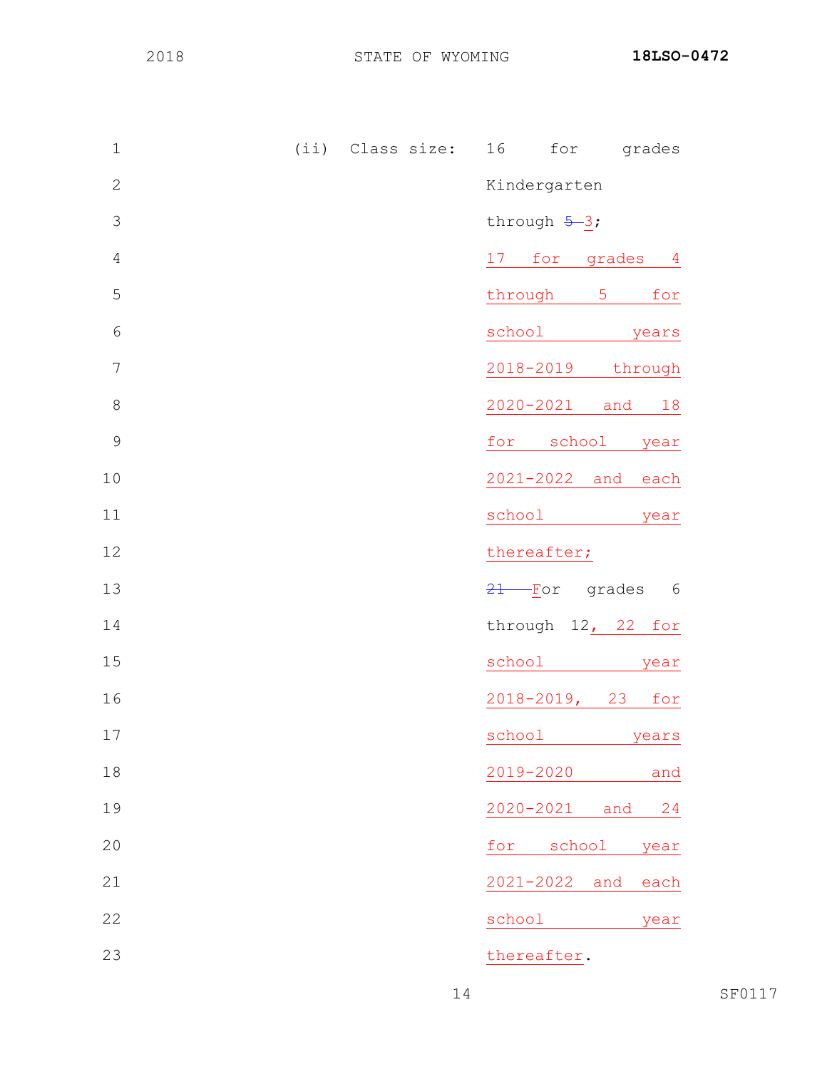(ii) Class size: 16 for grades Kindergarten through ~~5~~ 3; 17 for grades 4 through 5 for school years 2018-2019 through 2020-2021 and 18 for school year 2021-2022 and each school year thereafter; ~~21~~ For grades 6 through 12, 22 for school year 2018-2019, 23 for school years 2019-2020 and 2020-2021 and 24 for school year 2021-2022 and each school year thereafter.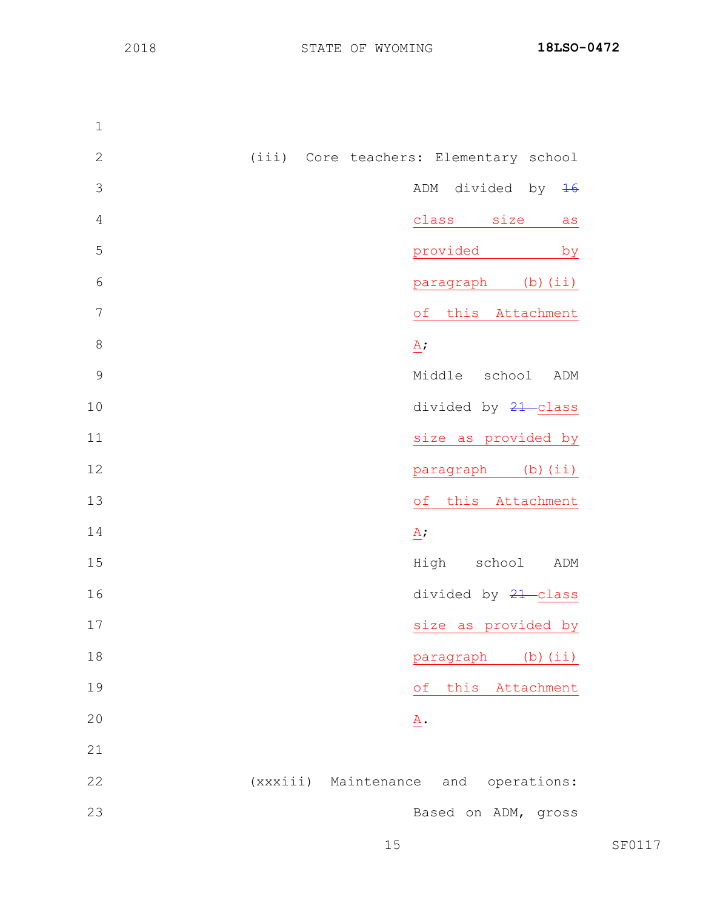(iii) Core teachers: Elementary school ADM divided by ~~16~~ class size as provided by paragraph (b)(ii) of this Attachment A;

Middle school ADM divided by ~~21~~ class size as provided by paragraph (b)(ii) of this Attachment A;

High school ADM divided by ~~21~~ class size as provided by paragraph (b)(ii) of this Attachment A.

(xxxiii) Maintenance and operations: Based on ADM, gross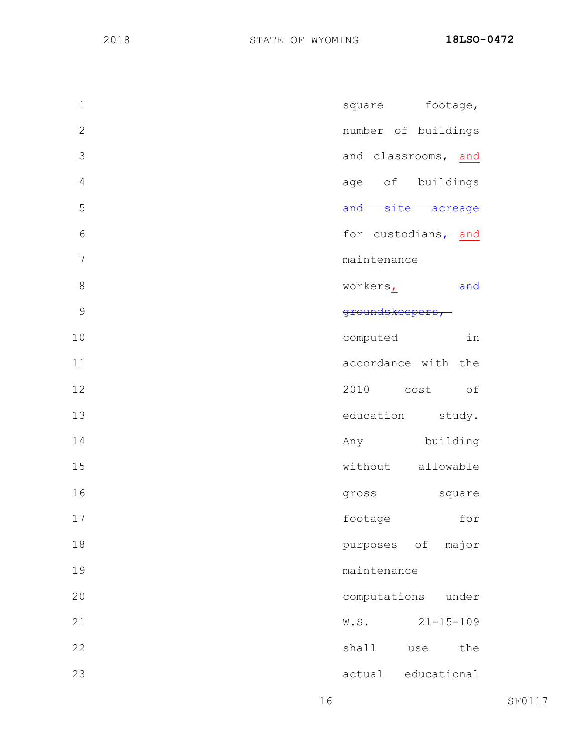square footage, number of buildings and classrooms, <u>and</u> age of buildings ~~and site acreage~~ for custodians~~,~~ <u>and</u> maintenance workers<u>,</u> ~~and groundskeepers,~~ computed in accordance with the 2010 cost of education study. Any building without allowable gross square footage for purposes of major maintenance computations under W.S. 21-15-109 shall use the actual educational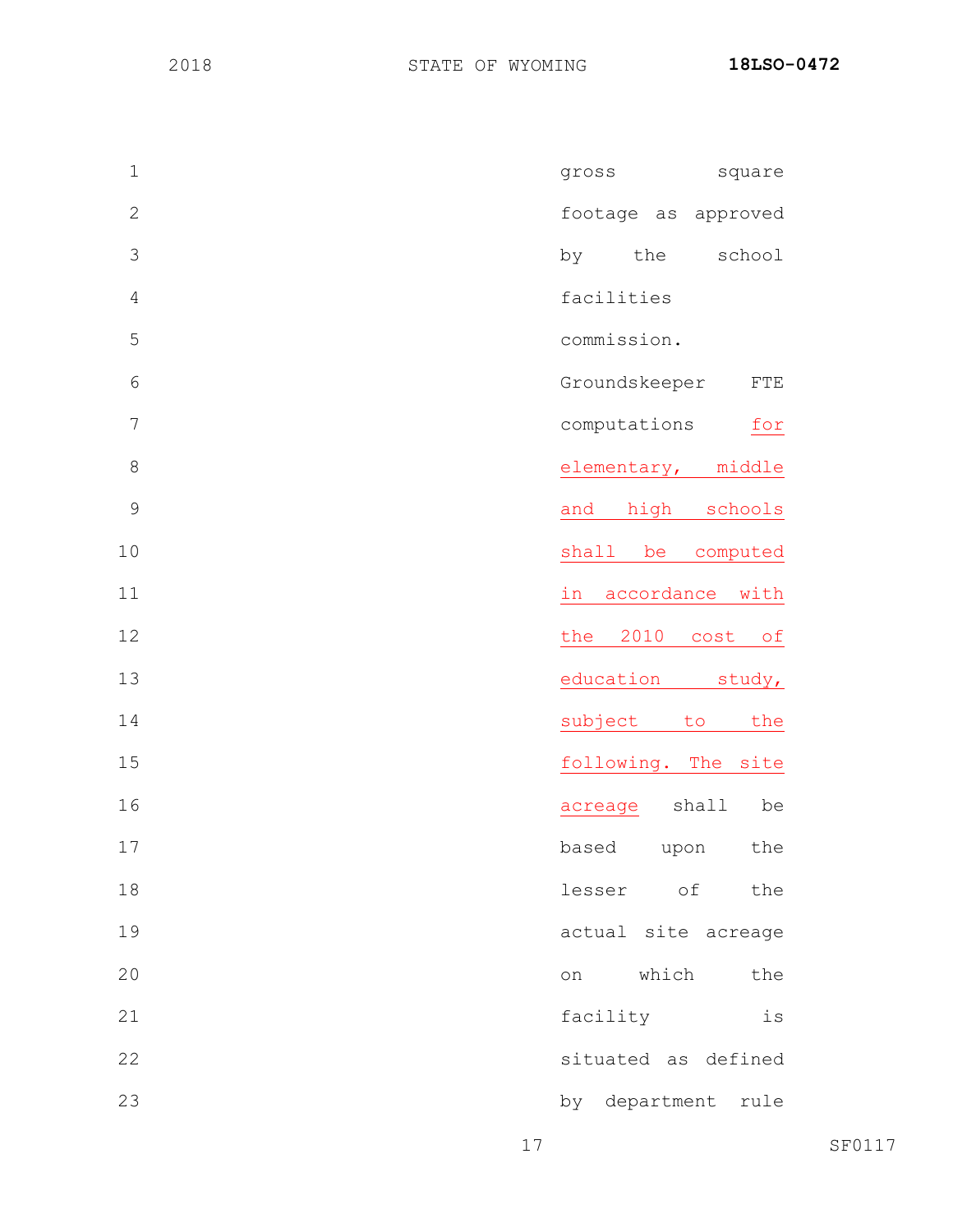gross square footage as approved by the school facilities commission. Groundskeeper FTE computations <u>for elementary, middle and high schools shall be computed in accordance with the 2010 cost of education study, subject to the following. The site acreage</u> shall be based upon the lesser of the actual site acreage on which the facility is situated as defined by department rule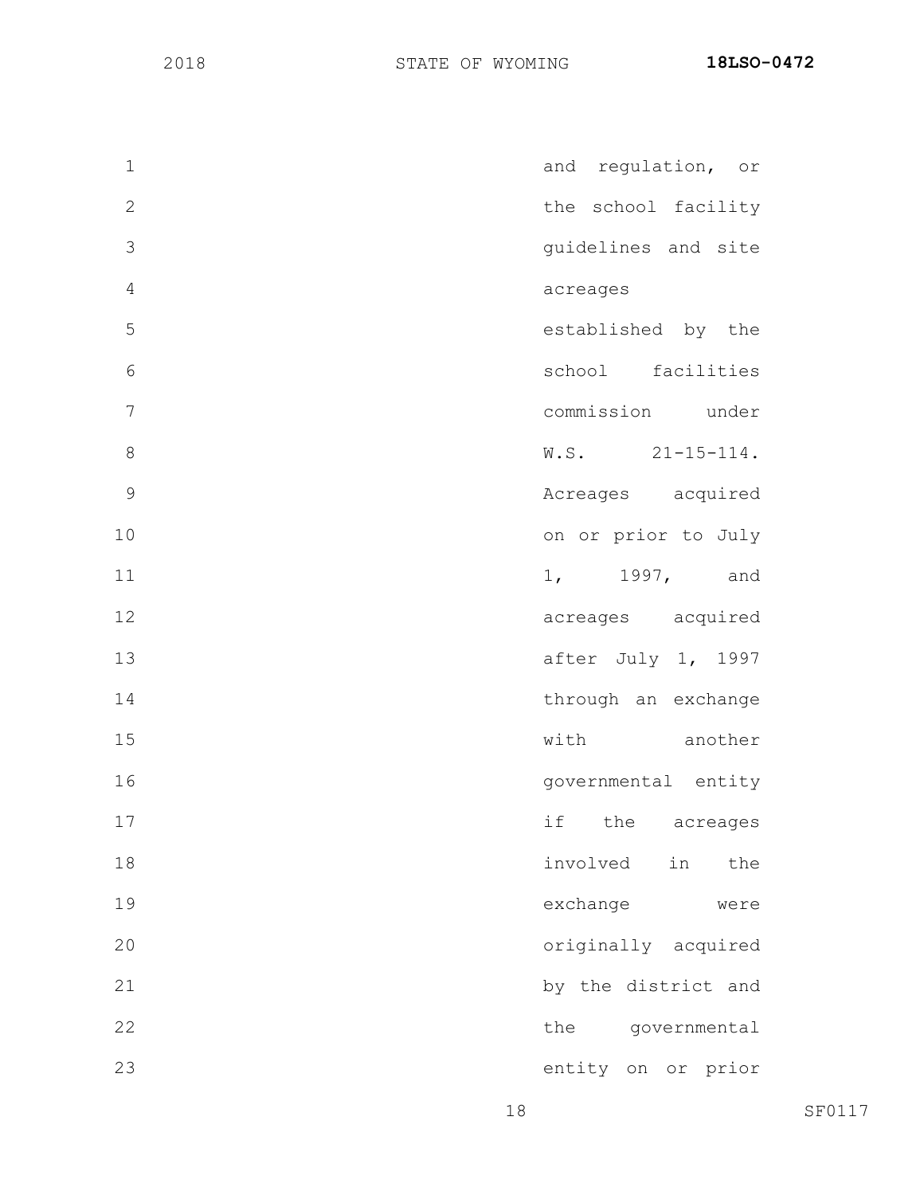and regulation, or the school facility guidelines and site acreages established by the school facilities commission under W.S. 21-15-114. Acreages acquired on or prior to July 1, 1997, and acreages acquired after July 1, 1997 through an exchange with another governmental entity if the acreages involved in the exchange were originally acquired by the district and the governmental entity on or prior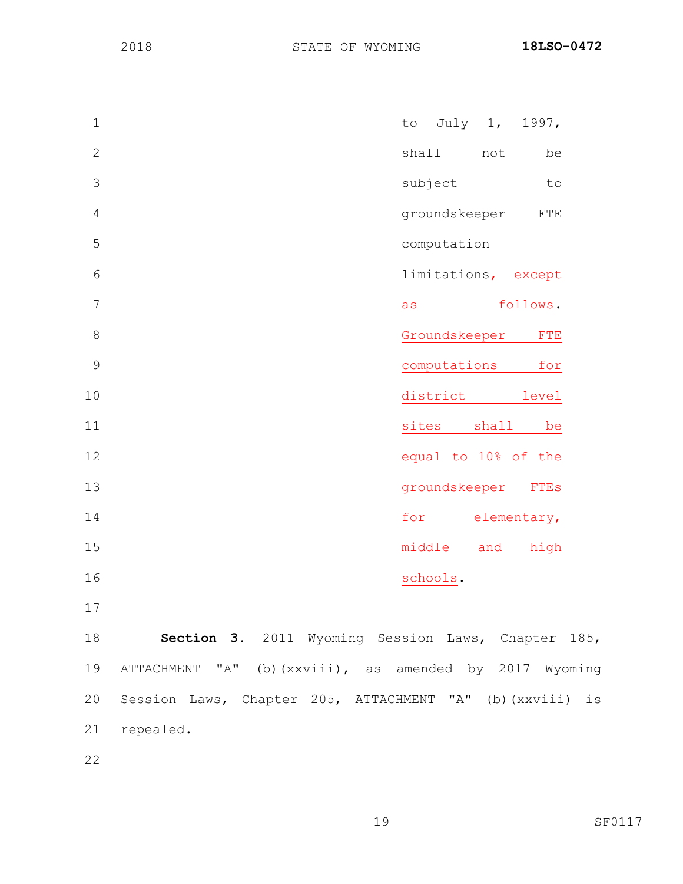to July 1, 1997, shall not be subject to groundskeeper FTE computation limitations, except as follows. Groundskeeper FTE computations for district level sites shall be equal to 10% of the groundskeeper FTEs for elementary, middle and high schools.

**Section 3.** 2011 Wyoming Session Laws, Chapter 185, ATTACHMENT "A" (b)(xxviii), as amended by 2017 Wyoming Session Laws, Chapter 205, ATTACHMENT "A" (b)(xxviii) is repealed.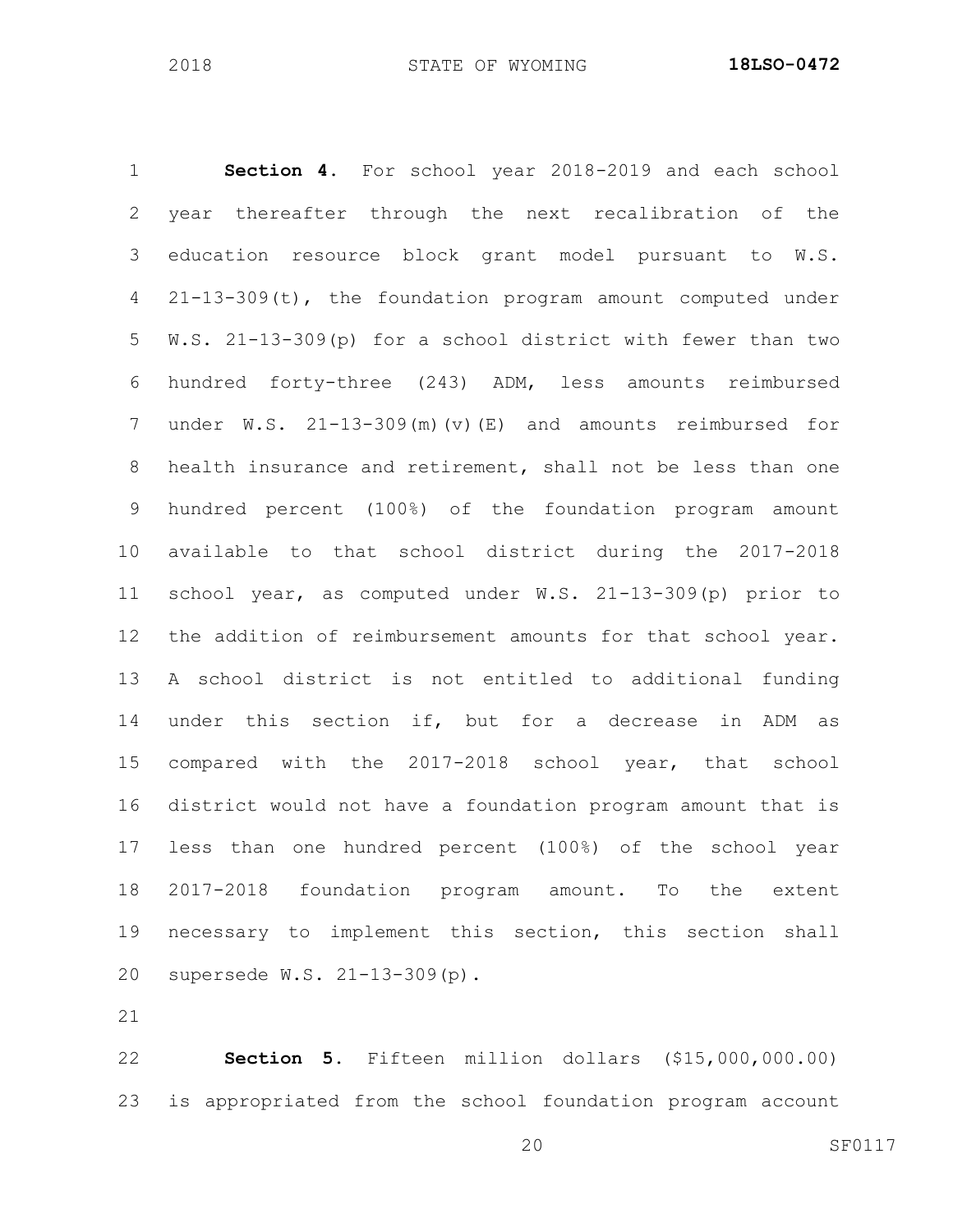**Section 4.** For school year 2018-2019 and each school year thereafter through the next recalibration of the education resource block grant model pursuant to W.S. 21-13-309(t), the foundation program amount computed under W.S. 21-13-309(p) for a school district with fewer than two hundred forty-three (243) ADM, less amounts reimbursed under W.S. 21-13-309(m)(v)(E) and amounts reimbursed for health insurance and retirement, shall not be less than one hundred percent (100%) of the foundation program amount available to that school district during the 2017-2018 school year, as computed under W.S. 21-13-309(p) prior to the addition of reimbursement amounts for that school year. A school district is not entitled to additional funding under this section if, but for a decrease in ADM as compared with the 2017-2018 school year, that school district would not have a foundation program amount that is less than one hundred percent (100%) of the school year 2017-2018 foundation program amount. To the extent necessary to implement this section, this section shall supersede W.S. 21-13-309(p).

**Section 5.** Fifteen million dollars ($15,000,000.00) is appropriated from the school foundation program account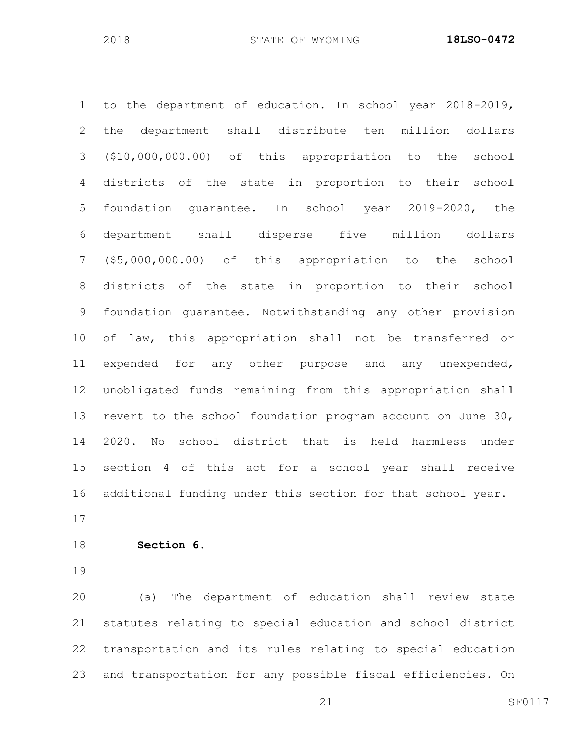to the department of education. In school year 2018-2019, the department shall distribute ten million dollars ($10,000,000.00) of this appropriation to the school districts of the state in proportion to their school foundation guarantee. In school year 2019-2020, the department shall disperse five million dollars ($5,000,000.00) of this appropriation to the school districts of the state in proportion to their school foundation guarantee. Notwithstanding any other provision of law, this appropriation shall not be transferred or expended for any other purpose and any unexpended, unobligated funds remaining from this appropriation shall revert to the school foundation program account on June 30, 2020. No school district that is held harmless under section 4 of this act for a school year shall receive additional funding under this section for that school year.

**Section 6.**

(a) The department of education shall review state statutes relating to special education and school district transportation and its rules relating to special education and transportation for any possible fiscal efficiencies. On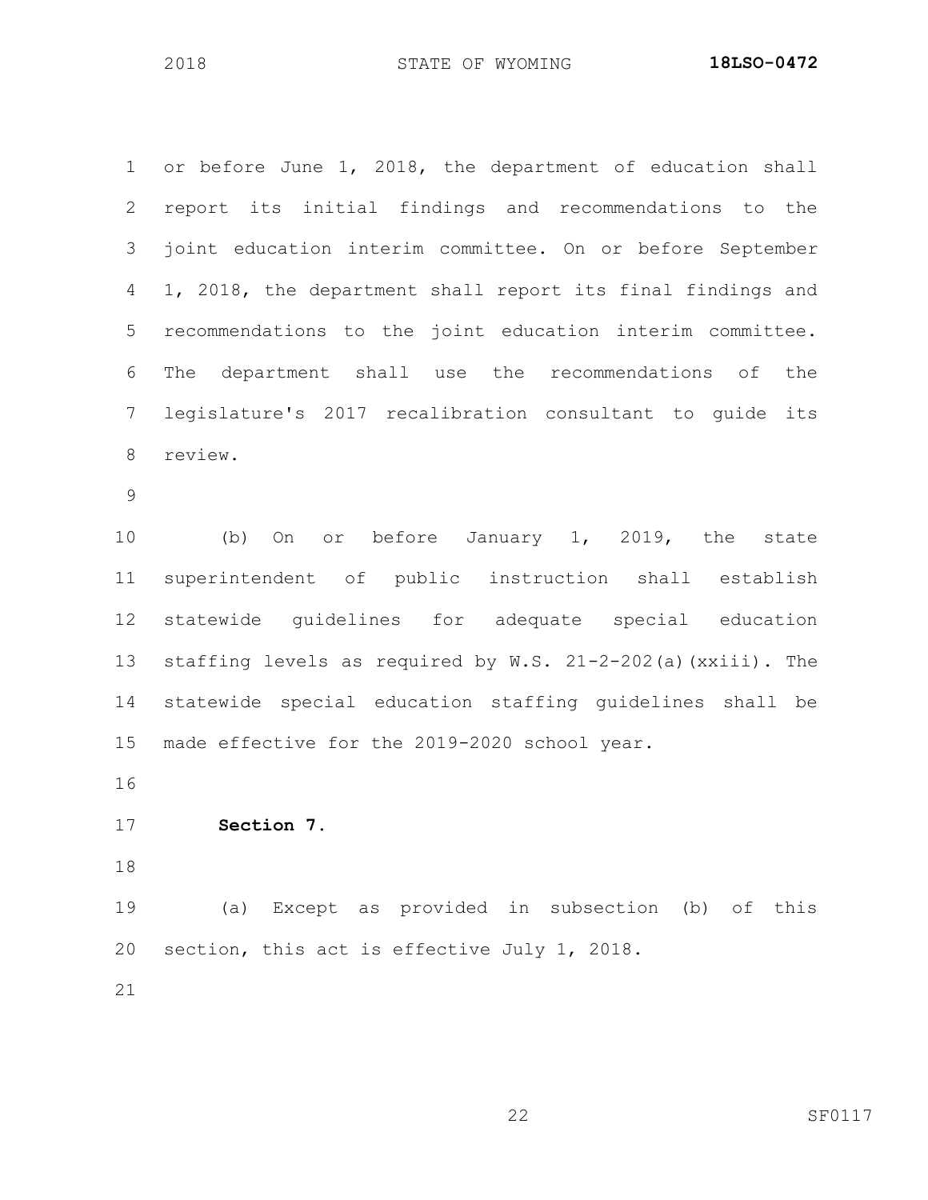or before June 1, 2018, the department of education shall report its initial findings and recommendations to the joint education interim committee. On or before September 1, 2018, the department shall report its final findings and recommendations to the joint education interim committee. The department shall use the recommendations of the legislature's 2017 recalibration consultant to guide its review.

(b) On or before January 1, 2019, the state superintendent of public instruction shall establish statewide guidelines for adequate special education staffing levels as required by W.S. 21-2-202(a)(xxiii). The statewide special education staffing guidelines shall be made effective for the 2019-2020 school year.

**Section 7.**

(a) Except as provided in subsection (b) of this section, this act is effective July 1, 2018.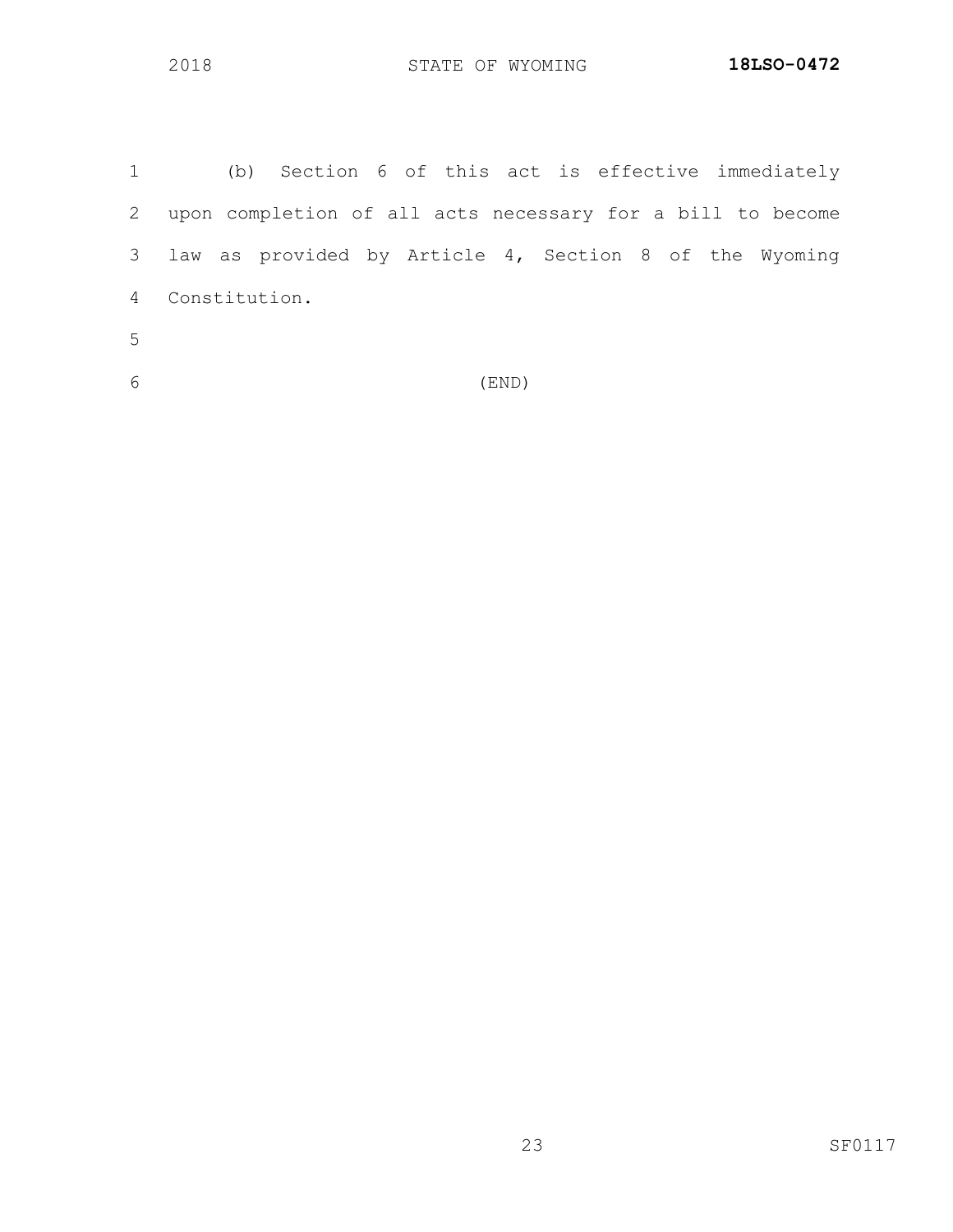(b) Section 6 of this act is effective immediately upon completion of all acts necessary for a bill to become law as provided by Article 4, Section 8 of the Wyoming Constitution.

(END)